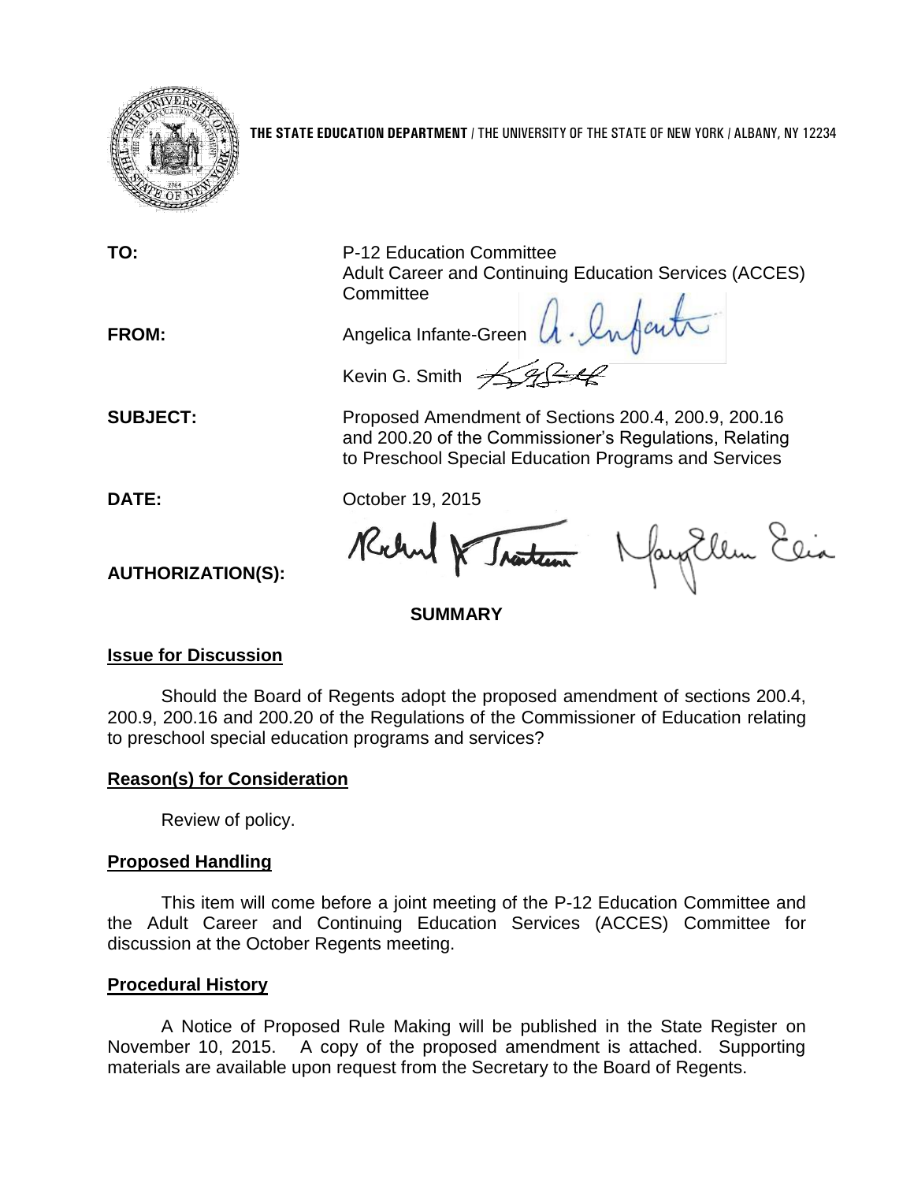**THE STATE EDUCATION DEPARTMENT** / THE UNIVERSITY OF THE STATE OF NEW YORK / ALBANY, NY 12234

**TO:** P-12 Education Committee
Adult Career and Continuing Education Services (ACCES) Committee

**FROM:** Angelica Infante-Green
Kevin G. Smith

**SUBJECT:** Proposed Amendment of Sections 200.4, 200.9, 200.16 and 200.20 of the Commissioner's Regulations, Relating to Preschool Special Education Programs and Services

**DATE:** October 19, 2015

**AUTHORIZATION(S):**

**SUMMARY**

**Issue for Discussion**

Should the Board of Regents adopt the proposed amendment of sections 200.4, 200.9, 200.16 and 200.20 of the Regulations of the Commissioner of Education relating to preschool special education programs and services?

**Reason(s) for Consideration**

Review of policy.

**Proposed Handling**

This item will come before a joint meeting of the P-12 Education Committee and the Adult Career and Continuing Education Services (ACCES) Committee for discussion at the October Regents meeting.

**Procedural History**

A Notice of Proposed Rule Making will be published in the State Register on November 10, 2015. A copy of the proposed amendment is attached. Supporting materials are available upon request from the Secretary to the Board of Regents.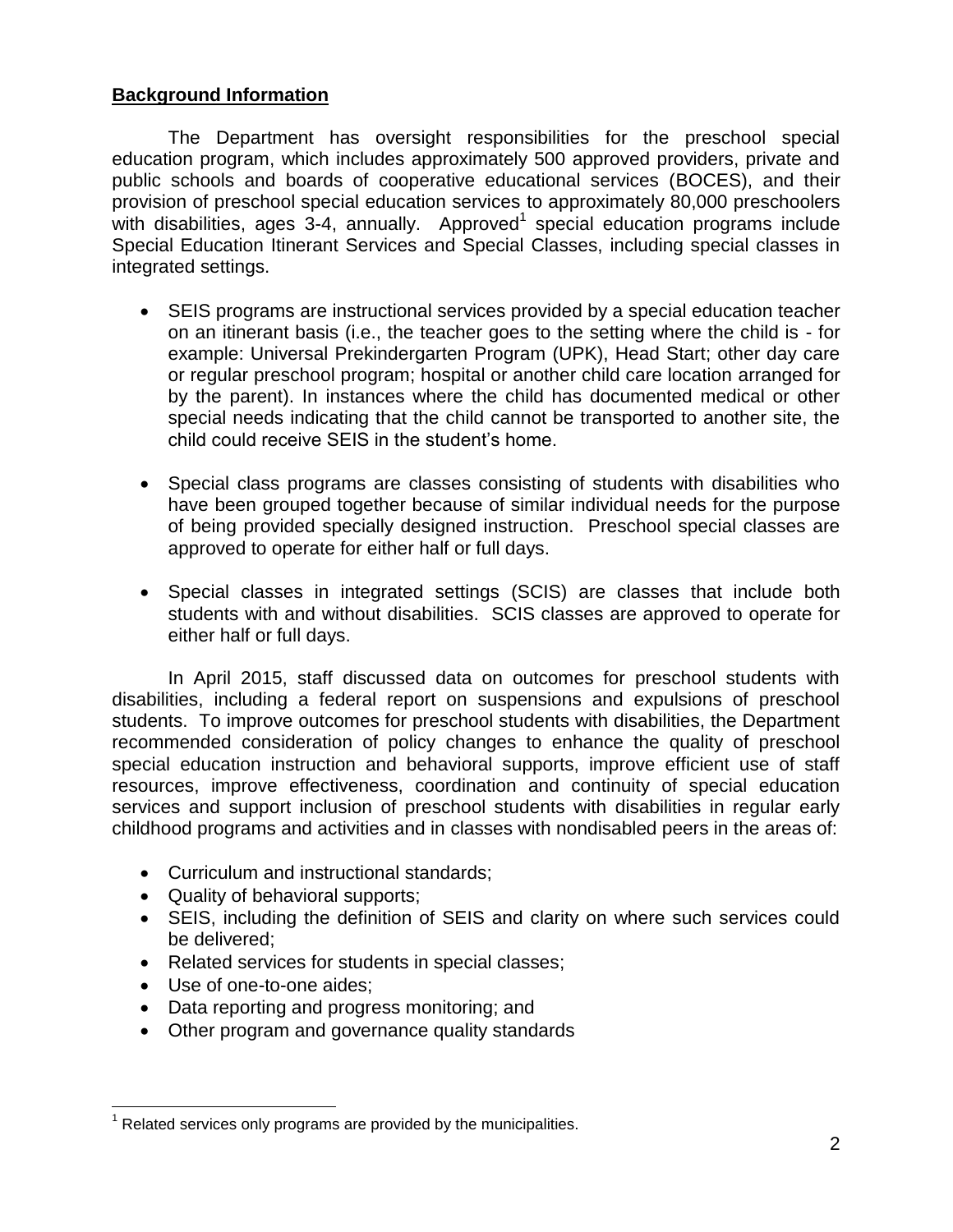## Background Information

The Department has oversight responsibilities for the preschool special education program, which includes approximately 500 approved providers, private and public schools and boards of cooperative educational services (BOCES), and their provision of preschool special education services to approximately 80,000 preschoolers with disabilities, ages 3-4, annually. Approved[1] special education programs include Special Education Itinerant Services and Special Classes, including special classes in integrated settings.

- SEIS programs are instructional services provided by a special education teacher on an itinerant basis (i.e., the teacher goes to the setting where the child is - for example: Universal Prekindergarten Program (UPK), Head Start; other day care or regular preschool program; hospital or another child care location arranged for by the parent). In instances where the child has documented medical or other special needs indicating that the child cannot be transported to another site, the child could receive SEIS in the student's home.

- Special class programs are classes consisting of students with disabilities who have been grouped together because of similar individual needs for the purpose of being provided specially designed instruction. Preschool special classes are approved to operate for either half or full days.

- Special classes in integrated settings (SCIS) are classes that include both students with and without disabilities. SCIS classes are approved to operate for either half or full days.

In April 2015, staff discussed data on outcomes for preschool students with disabilities, including a federal report on suspensions and expulsions of preschool students. To improve outcomes for preschool students with disabilities, the Department recommended consideration of policy changes to enhance the quality of preschool special education instruction and behavioral supports, improve efficient use of staff resources, improve effectiveness, coordination and continuity of special education services and support inclusion of preschool students with disabilities in regular early childhood programs and activities and in classes with nondisabled peers in the areas of:

- Curriculum and instructional standards;
- Quality of behavioral supports;
- SEIS, including the definition of SEIS and clarity on where such services could be delivered;
- Related services for students in special classes;
- Use of one-to-one aides;
- Data reporting and progress monitoring; and
- Other program and governance quality standards

[1] Related services only programs are provided by the municipalities.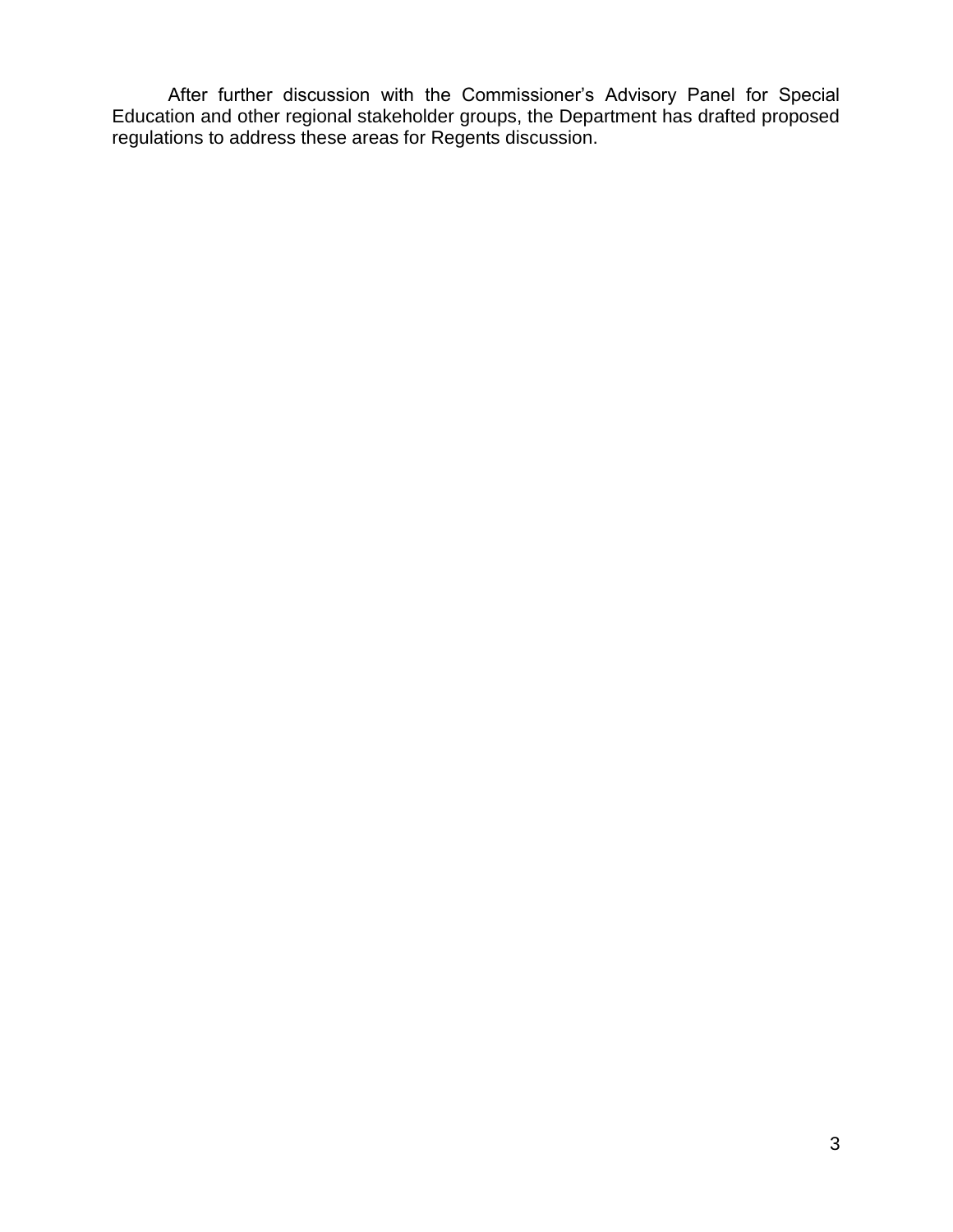After further discussion with the Commissioner's Advisory Panel for Special Education and other regional stakeholder groups, the Department has drafted proposed regulations to address these areas for Regents discussion.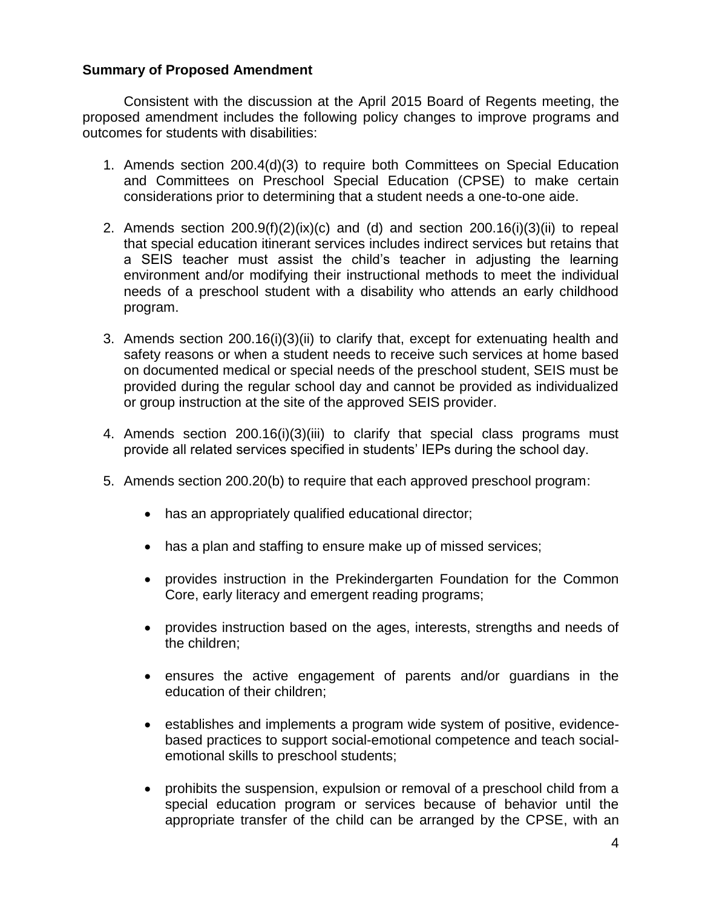**Summary of Proposed Amendment**

Consistent with the discussion at the April 2015 Board of Regents meeting, the proposed amendment includes the following policy changes to improve programs and outcomes for students with disabilities:

1. Amends section 200.4(d)(3) to require both Committees on Special Education and Committees on Preschool Special Education (CPSE) to make certain considerations prior to determining that a student needs a one-to-one aide.

2. Amends section 200.9(f)(2)(ix)(c) and (d) and section 200.16(i)(3)(ii) to repeal that special education itinerant services includes indirect services but retains that a SEIS teacher must assist the child's teacher in adjusting the learning environment and/or modifying their instructional methods to meet the individual needs of a preschool student with a disability who attends an early childhood program.

3. Amends section 200.16(i)(3)(ii) to clarify that, except for extenuating health and safety reasons or when a student needs to receive such services at home based on documented medical or special needs of the preschool student, SEIS must be provided during the regular school day and cannot be provided as individualized or group instruction at the site of the approved SEIS provider.

4. Amends section 200.16(i)(3)(iii) to clarify that special class programs must provide all related services specified in students' IEPs during the school day.

5. Amends section 200.20(b) to require that each approved preschool program:

   - has an appropriately qualified educational director;

   - has a plan and staffing to ensure make up of missed services;

   - provides instruction in the Prekindergarten Foundation for the Common Core, early literacy and emergent reading programs;

   - provides instruction based on the ages, interests, strengths and needs of the children;

   - ensures the active engagement of parents and/or guardians in the education of their children;

   - establishes and implements a program wide system of positive, evidence-based practices to support social-emotional competence and teach social-emotional skills to preschool students;

   - prohibits the suspension, expulsion or removal of a preschool child from a special education program or services because of behavior until the appropriate transfer of the child can be arranged by the CPSE, with an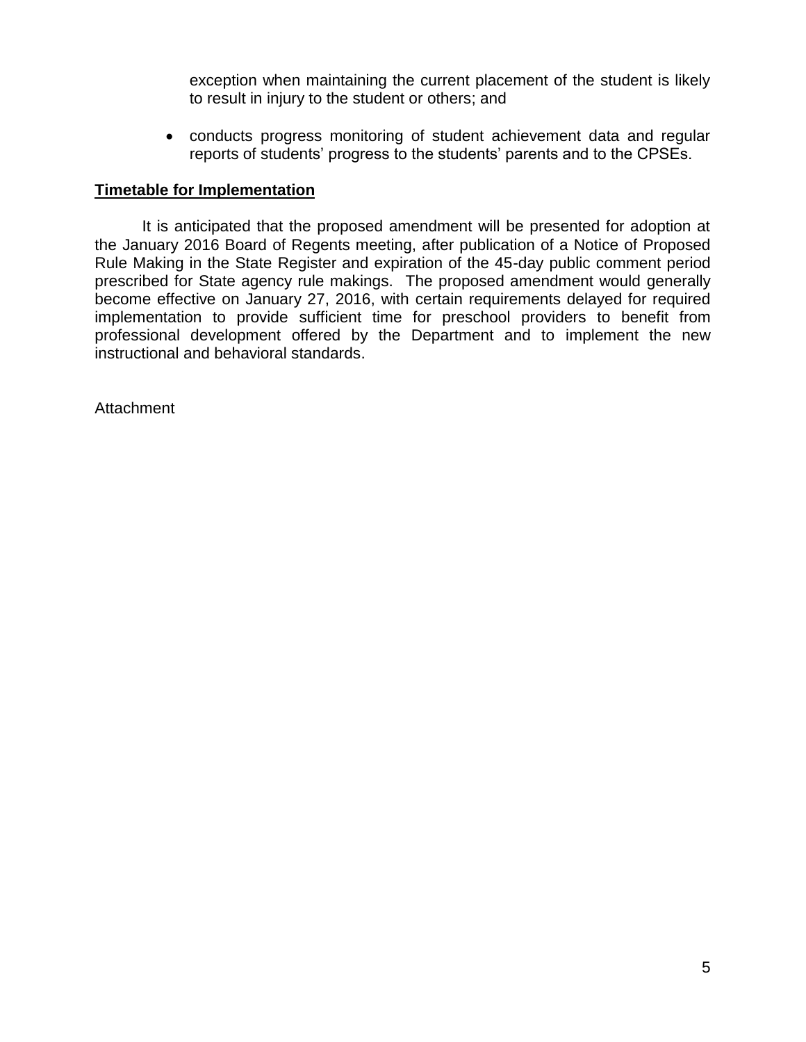exception when maintaining the current placement of the student is likely to result in injury to the student or others; and

- conducts progress monitoring of student achievement data and regular reports of students' progress to the students' parents and to the CPSEs.

**Timetable for Implementation**

It is anticipated that the proposed amendment will be presented for adoption at the January 2016 Board of Regents meeting, after publication of a Notice of Proposed Rule Making in the State Register and expiration of the 45-day public comment period prescribed for State agency rule makings. The proposed amendment would generally become effective on January 27, 2016, with certain requirements delayed for required implementation to provide sufficient time for preschool providers to benefit from professional development offered by the Department and to implement the new instructional and behavioral standards.

Attachment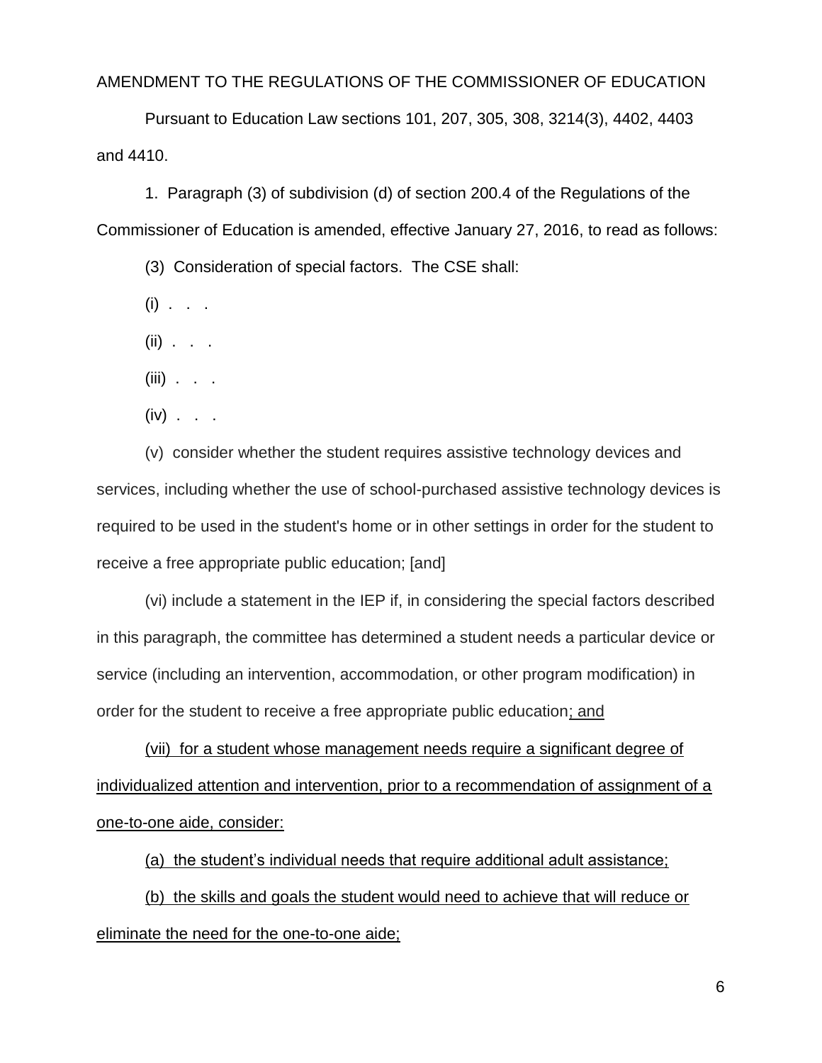AMENDMENT TO THE REGULATIONS OF THE COMMISSIONER OF EDUCATION

Pursuant to Education Law sections 101, 207, 305, 308, 3214(3), 4402, 4403 and 4410.

1. Paragraph (3) of subdivision (d) of section 200.4 of the Regulations of the Commissioner of Education is amended, effective January 27, 2016, to read as follows:

(3) Consideration of special factors. The CSE shall:

(i) . . .

(ii) . . .

(iii) . . .

(iv) . . .

(v) consider whether the student requires assistive technology devices and services, including whether the use of school-purchased assistive technology devices is required to be used in the student's home or in other settings in order for the student to receive a free appropriate public education; [and]

(vi) include a statement in the IEP if, in considering the special factors described in this paragraph, the committee has determined a student needs a particular device or service (including an intervention, accommodation, or other program modification) in order for the student to receive a free appropriate public education<u>; and</u>

<u>(vii) for a student whose management needs require a significant degree of individualized attention and intervention, prior to a recommendation of assignment of a one-to-one aide, consider:</u>

<u>(a) the student's individual needs that require additional adult assistance;</u>

<u>(b) the skills and goals the student would need to achieve that will reduce or eliminate the need for the one-to-one aide;</u>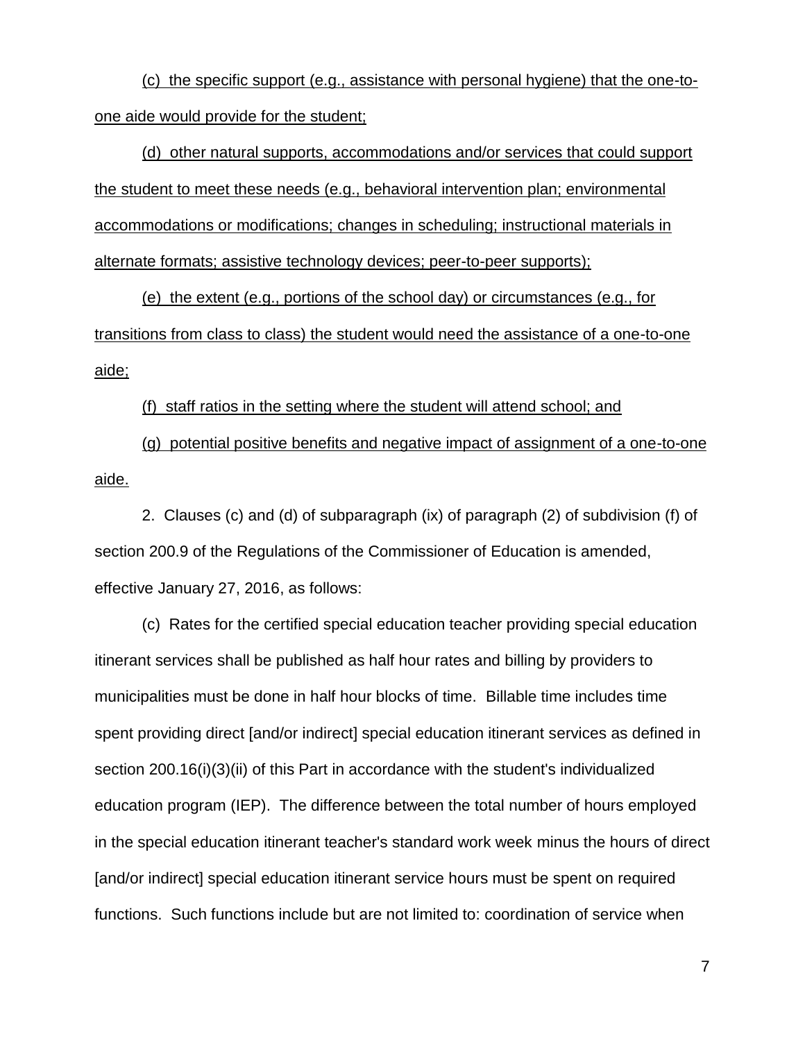(c) the specific support (e.g., assistance with personal hygiene) that the one-to-one aide would provide for the student;

(d) other natural supports, accommodations and/or services that could support the student to meet these needs (e.g., behavioral intervention plan; environmental accommodations or modifications; changes in scheduling; instructional materials in alternate formats; assistive technology devices; peer-to-peer supports);

(e) the extent (e.g., portions of the school day) or circumstances (e.g., for transitions from class to class) the student would need the assistance of a one-to-one aide;

(f) staff ratios in the setting where the student will attend school; and

(g) potential positive benefits and negative impact of assignment of a one-to-one aide.

2. Clauses (c) and (d) of subparagraph (ix) of paragraph (2) of subdivision (f) of section 200.9 of the Regulations of the Commissioner of Education is amended, effective January 27, 2016, as follows:

(c) Rates for the certified special education teacher providing special education itinerant services shall be published as half hour rates and billing by providers to municipalities must be done in half hour blocks of time. Billable time includes time spent providing direct [and/or indirect] special education itinerant services as defined in section 200.16(i)(3)(ii) of this Part in accordance with the student's individualized education program (IEP). The difference between the total number of hours employed in the special education itinerant teacher's standard work week minus the hours of direct [and/or indirect] special education itinerant service hours must be spent on required functions. Such functions include but are not limited to: coordination of service when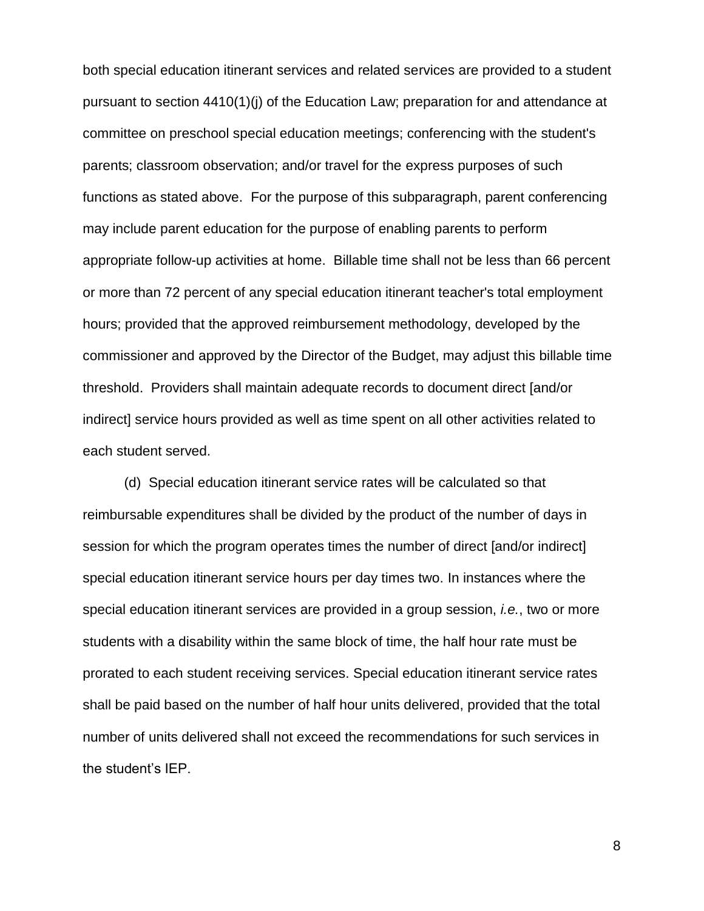both special education itinerant services and related services are provided to a student pursuant to section 4410(1)(j) of the Education Law; preparation for and attendance at committee on preschool special education meetings; conferencing with the student's parents; classroom observation; and/or travel for the express purposes of such functions as stated above. For the purpose of this subparagraph, parent conferencing may include parent education for the purpose of enabling parents to perform appropriate follow-up activities at home. Billable time shall not be less than 66 percent or more than 72 percent of any special education itinerant teacher's total employment hours; provided that the approved reimbursement methodology, developed by the commissioner and approved by the Director of the Budget, may adjust this billable time threshold. Providers shall maintain adequate records to document direct [and/or indirect] service hours provided as well as time spent on all other activities related to each student served.

(d) Special education itinerant service rates will be calculated so that reimbursable expenditures shall be divided by the product of the number of days in session for which the program operates times the number of direct [and/or indirect] special education itinerant service hours per day times two. In instances where the special education itinerant services are provided in a group session, *i.e.*, two or more students with a disability within the same block of time, the half hour rate must be prorated to each student receiving services. Special education itinerant service rates shall be paid based on the number of half hour units delivered, provided that the total number of units delivered shall not exceed the recommendations for such services in the student's IEP.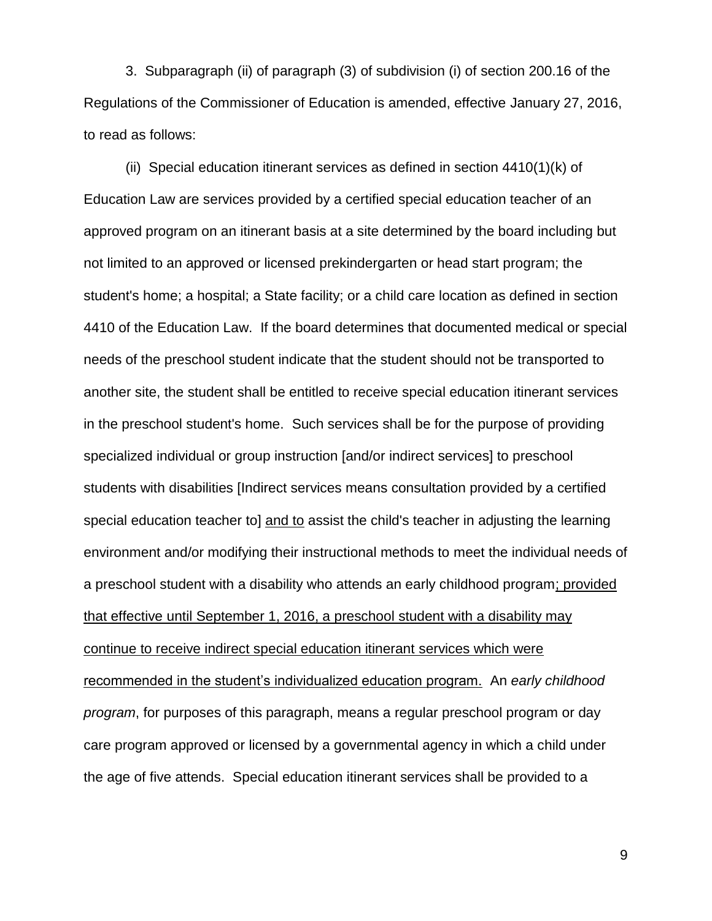3. Subparagraph (ii) of paragraph (3) of subdivision (i) of section 200.16 of the Regulations of the Commissioner of Education is amended, effective January 27, 2016, to read as follows:

(ii) Special education itinerant services as defined in section 4410(1)(k) of Education Law are services provided by a certified special education teacher of an approved program on an itinerant basis at a site determined by the board including but not limited to an approved or licensed prekindergarten or head start program; the student's home; a hospital; a State facility; or a child care location as defined in section 4410 of the Education Law. If the board determines that documented medical or special needs of the preschool student indicate that the student should not be transported to another site, the student shall be entitled to receive special education itinerant services in the preschool student's home. Such services shall be for the purpose of providing specialized individual or group instruction [and/or indirect services] to preschool students with disabilities [Indirect services means consultation provided by a certified special education teacher to] <u>and to</u> assist the child's teacher in adjusting the learning environment and/or modifying their instructional methods to meet the individual needs of a preschool student with a disability who attends an early childhood program<u>; provided that effective until September 1, 2016, a preschool student with a disability may continue to receive indirect special education itinerant services which were recommended in the student's individualized education program.</u> An *early childhood program*, for purposes of this paragraph, means a regular preschool program or day care program approved or licensed by a governmental agency in which a child under the age of five attends. Special education itinerant services shall be provided to a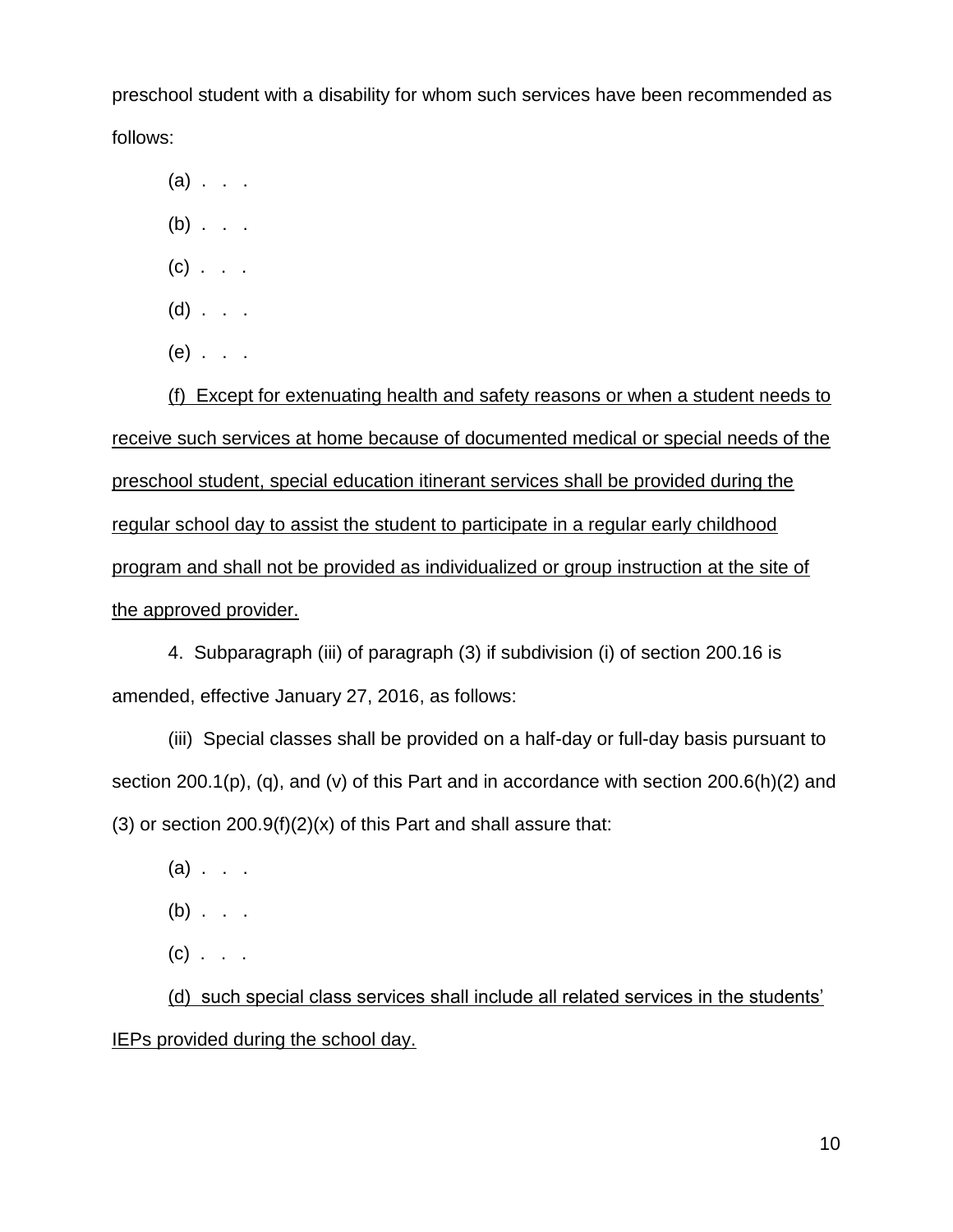preschool student with a disability for whom such services have been recommended as follows:

(a) . . .

(b) . . .

(c) . . .

(d) . . .

(e) . . .

<u>(f) Except for extenuating health and safety reasons or when a student needs to receive such services at home because of documented medical or special needs of the preschool student, special education itinerant services shall be provided during the regular school day to assist the student to participate in a regular early childhood program and shall not be provided as individualized or group instruction at the site of the approved provider.</u>

4. Subparagraph (iii) of paragraph (3) if subdivision (i) of section 200.16 is amended, effective January 27, 2016, as follows:

(iii) Special classes shall be provided on a half-day or full-day basis pursuant to section 200.1(p), (q), and (v) of this Part and in accordance with section 200.6(h)(2) and (3) or section 200.9(f)(2)(x) of this Part and shall assure that:

(a) . . .

(b) . . .

(c) . . .

<u>(d) such special class services shall include all related services in the students' IEPs provided during the school day.</u>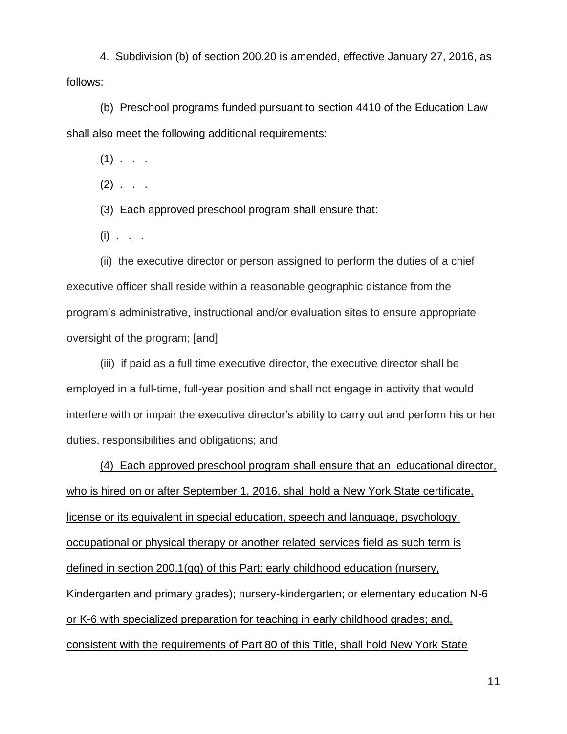4. Subdivision (b) of section 200.20 is amended, effective January 27, 2016, as follows:

(b) Preschool programs funded pursuant to section 4410 of the Education Law shall also meet the following additional requirements:

(1) . . .

(2) . . .

(3) Each approved preschool program shall ensure that:

(i) . . .

(ii) the executive director or person assigned to perform the duties of a chief executive officer shall reside within a reasonable geographic distance from the program's administrative, instructional and/or evaluation sites to ensure appropriate oversight of the program; [and]

(iii) if paid as a full time executive director, the executive director shall be employed in a full-time, full-year position and shall not engage in activity that would interfere with or impair the executive director's ability to carry out and perform his or her duties, responsibilities and obligations; and

<u>(4) Each approved preschool program shall ensure that an educational director, who is hired on or after September 1, 2016, shall hold a New York State certificate, license or its equivalent in special education, speech and language, psychology, occupational or physical therapy or another related services field as such term is defined in section 200.1(qq) of this Part; early childhood education (nursery, Kindergarten and primary grades); nursery-kindergarten; or elementary education N-6 or K-6 with specialized preparation for teaching in early childhood grades; and, consistent with the requirements of Part 80 of this Title, shall hold New York State</u>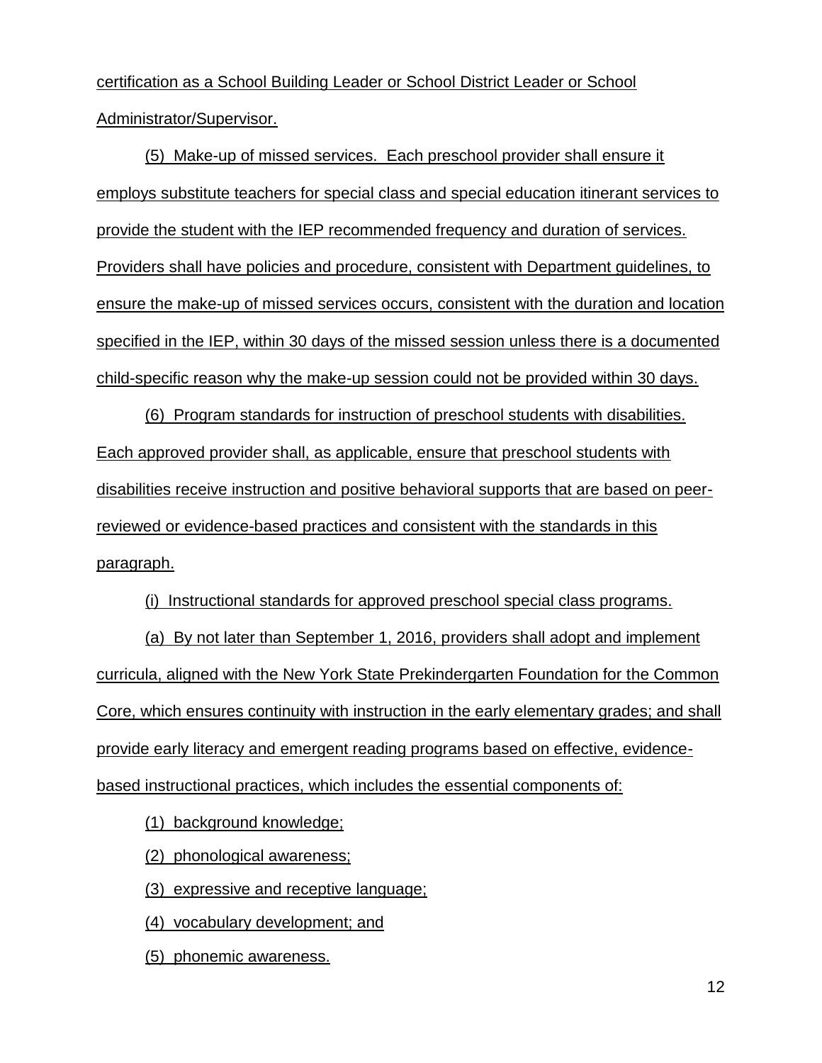certification as a School Building Leader or School District Leader or School Administrator/Supervisor.

(5) Make-up of missed services. Each preschool provider shall ensure it employs substitute teachers for special class and special education itinerant services to provide the student with the IEP recommended frequency and duration of services. Providers shall have policies and procedure, consistent with Department guidelines, to ensure the make-up of missed services occurs, consistent with the duration and location specified in the IEP, within 30 days of the missed session unless there is a documented child-specific reason why the make-up session could not be provided within 30 days.

(6) Program standards for instruction of preschool students with disabilities. Each approved provider shall, as applicable, ensure that preschool students with disabilities receive instruction and positive behavioral supports that are based on peer-reviewed or evidence-based practices and consistent with the standards in this paragraph.

(i) Instructional standards for approved preschool special class programs.

(a) By not later than September 1, 2016, providers shall adopt and implement curricula, aligned with the New York State Prekindergarten Foundation for the Common Core, which ensures continuity with instruction in the early elementary grades; and shall provide early literacy and emergent reading programs based on effective, evidence-based instructional practices, which includes the essential components of:

(1) background knowledge;

(2) phonological awareness;

(3) expressive and receptive language;

(4) vocabulary development; and

(5) phonemic awareness.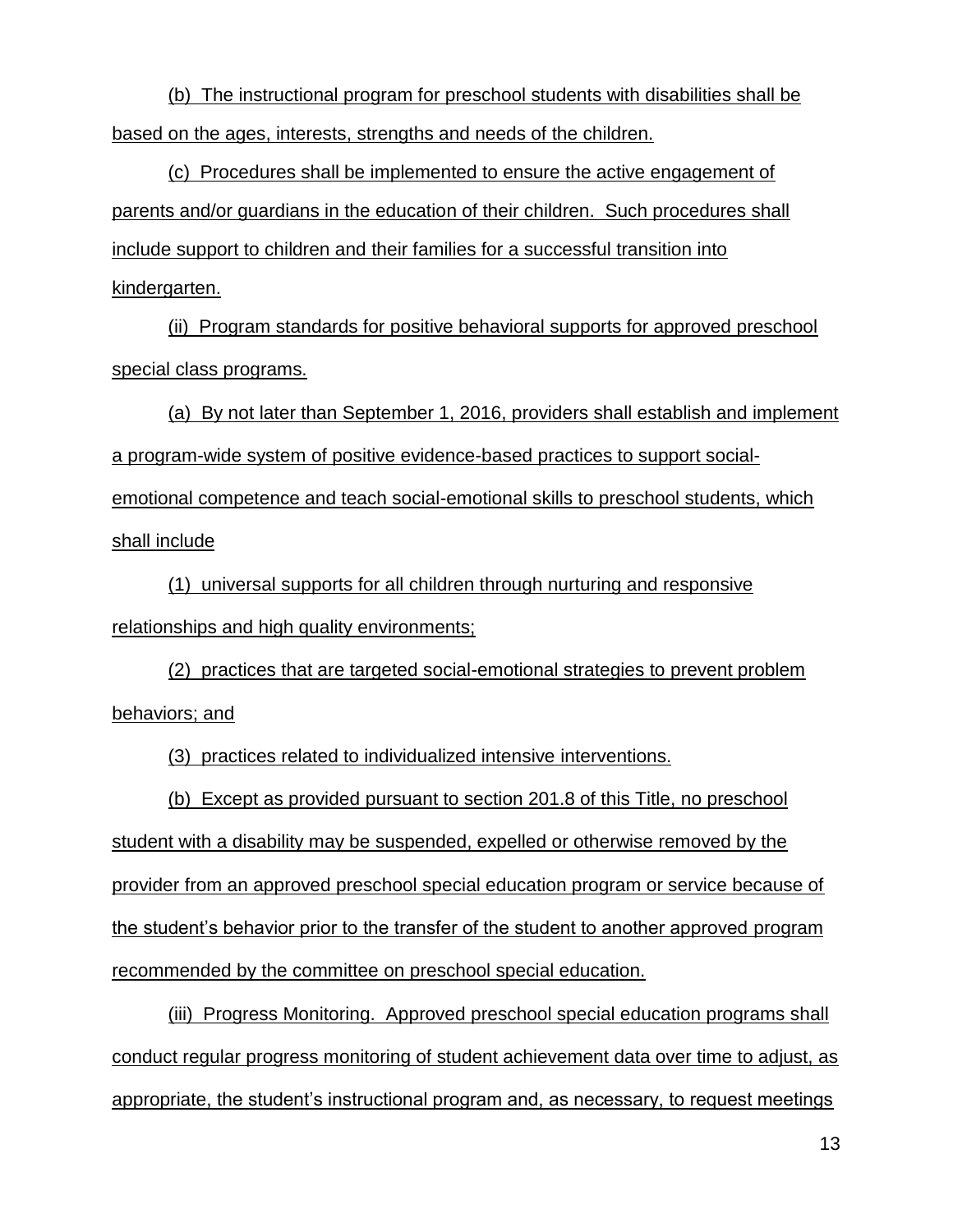(b) The instructional program for preschool students with disabilities shall be based on the ages, interests, strengths and needs of the children.

(c) Procedures shall be implemented to ensure the active engagement of parents and/or guardians in the education of their children. Such procedures shall include support to children and their families for a successful transition into kindergarten.

(ii) Program standards for positive behavioral supports for approved preschool special class programs.

(a) By not later than September 1, 2016, providers shall establish and implement a program-wide system of positive evidence-based practices to support social-emotional competence and teach social-emotional skills to preschool students, which shall include

(1) universal supports for all children through nurturing and responsive relationships and high quality environments;

(2) practices that are targeted social-emotional strategies to prevent problem behaviors; and

(3) practices related to individualized intensive interventions.

(b) Except as provided pursuant to section 201.8 of this Title, no preschool student with a disability may be suspended, expelled or otherwise removed by the provider from an approved preschool special education program or service because of the student's behavior prior to the transfer of the student to another approved program recommended by the committee on preschool special education.

(iii) Progress Monitoring. Approved preschool special education programs shall conduct regular progress monitoring of student achievement data over time to adjust, as appropriate, the student's instructional program and, as necessary, to request meetings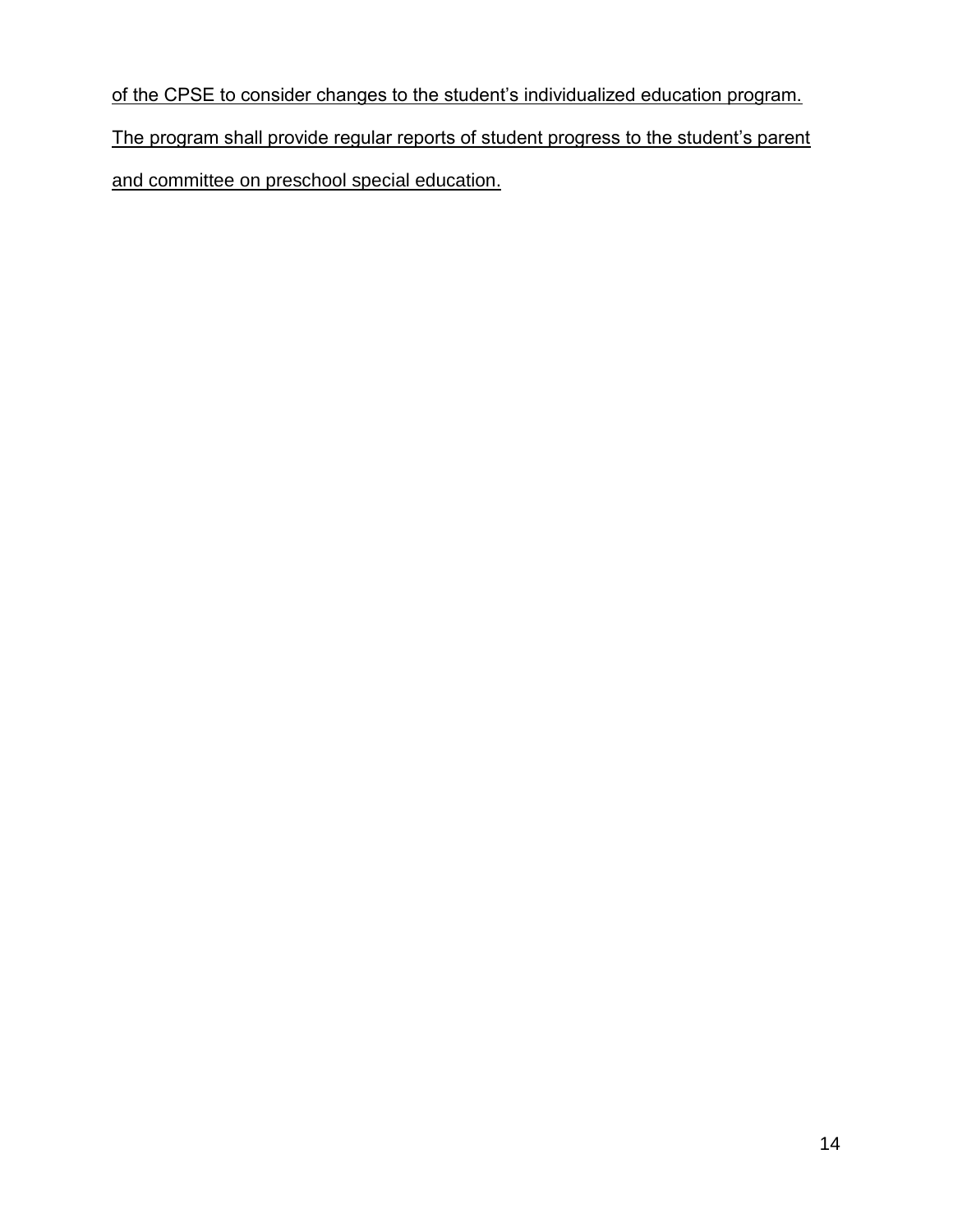<u>of the CPSE to consider changes to the student's individualized education program. The program shall provide regular reports of student progress to the student's parent and committee on preschool special education.</u>